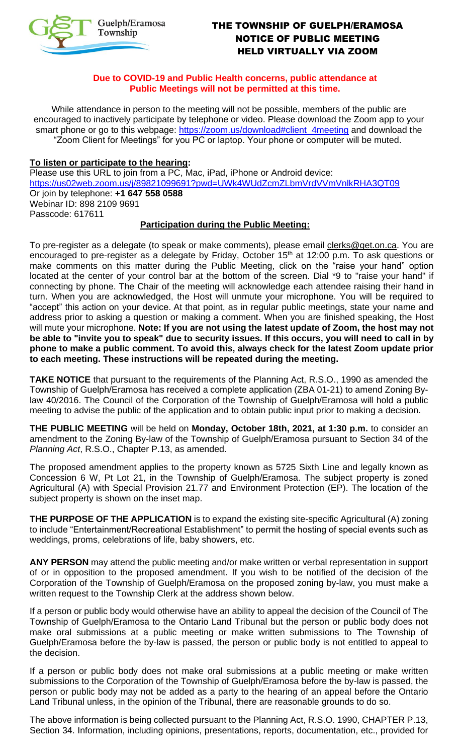# THE TOWNSHIP OF GUELPH/ERAMOSA
# NOTICE OF PUBLIC MEETING
# HELD VIRTUALLY VIA ZOOM

**Due to COVID-19 and Public Health concerns, public attendance at Public Meetings will not be permitted at this time.**

While attendance in person to the meeting will not be possible, members of the public are encouraged to inactively participate by telephone or video. Please download the Zoom app to your smart phone or go to this webpage: https://zoom.us/download#client_4meeting and download the "Zoom Client for Meetings" for you PC or laptop. Your phone or computer will be muted.

**To listen or participate to the hearing:**

Please use this URL to join from a PC, Mac, iPad, iPhone or Android device:
https://us02web.zoom.us/j/89821099691?pwd=UWk4WUdZcmZLbmVrdVVmVnlkRHA3QT09
Or join by telephone: **+1 647 558 0588**
Webinar ID: 898 2109 9691
Passcode: 617611

**Participation during the Public Meeting:**

To pre-register as a delegate (to speak or make comments), please email clerks@get.on.ca. You are encouraged to pre-register as a delegate by Friday, October 15th at 12:00 p.m. To ask questions or make comments on this matter during the Public Meeting, click on the "raise your hand" option located at the center of your control bar at the bottom of the screen. Dial *9 to "raise your hand" if connecting by phone. The Chair of the meeting will acknowledge each attendee raising their hand in turn. When you are acknowledged, the Host will unmute your microphone. You will be required to "accept" this action on your device. At that point, as in regular public meetings, state your name and address prior to asking a question or making a comment. When you are finished speaking, the Host will mute your microphone. **Note: If you are not using the latest update of Zoom, the host may not be able to "invite you to speak" due to security issues. If this occurs, you will need to call in by phone to make a public comment. To avoid this, always check for the latest Zoom update prior to each meeting. These instructions will be repeated during the meeting.**

**TAKE NOTICE** that pursuant to the requirements of the Planning Act, R.S.O., 1990 as amended the Township of Guelph/Eramosa has received a complete application (ZBA 01-21) to amend Zoning By-law 40/2016. The Council of the Corporation of the Township of Guelph/Eramosa will hold a public meeting to advise the public of the application and to obtain public input prior to making a decision.

**THE PUBLIC MEETING** will be held on **Monday, October 18th, 2021, at 1:30 p.m.** to consider an amendment to the Zoning By-law of the Township of Guelph/Eramosa pursuant to Section 34 of the *Planning Act*, R.S.O., Chapter P.13, as amended.

The proposed amendment applies to the property known as 5725 Sixth Line and legally known as Concession 6 W, Pt Lot 21, in the Township of Guelph/Eramosa. The subject property is zoned Agricultural (A) with Special Provision 21.77 and Environment Protection (EP). The location of the subject property is shown on the inset map.

**THE PURPOSE OF THE APPLICATION** is to expand the existing site-specific Agricultural (A) zoning to include "Entertainment/Recreational Establishment" to permit the hosting of special events such as weddings, proms, celebrations of life, baby showers, etc.

**ANY PERSON** may attend the public meeting and/or make written or verbal representation in support of or in opposition to the proposed amendment. If you wish to be notified of the decision of the Corporation of the Township of Guelph/Eramosa on the proposed zoning by-law, you must make a written request to the Township Clerk at the address shown below.

If a person or public body would otherwise have an ability to appeal the decision of the Council of The Township of Guelph/Eramosa to the Ontario Land Tribunal but the person or public body does not make oral submissions at a public meeting or make written submissions to The Township of Guelph/Eramosa before the by-law is passed, the person or public body is not entitled to appeal to the decision.

If a person or public body does not make oral submissions at a public meeting or make written submissions to the Corporation of the Township of Guelph/Eramosa before the by-law is passed, the person or public body may not be added as a party to the hearing of an appeal before the Ontario Land Tribunal unless, in the opinion of the Tribunal, there are reasonable grounds to do so.

The above information is being collected pursuant to the Planning Act, R.S.O. 1990, CHAPTER P.13, Section 34. Information, including opinions, presentations, reports, documentation, etc., provided for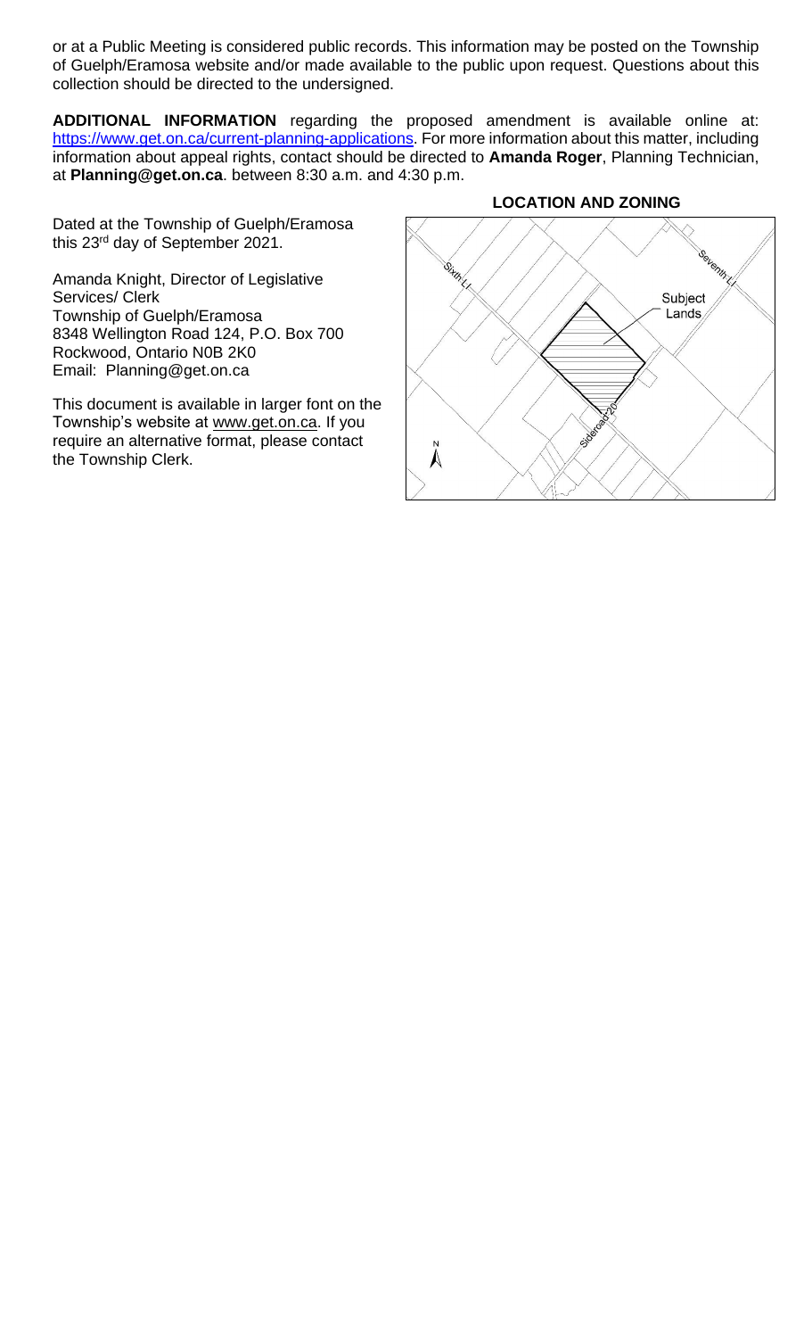or at a Public Meeting is considered public records. This information may be posted on the Township of Guelph/Eramosa website and/or made available to the public upon request. Questions about this collection should be directed to the undersigned.

**ADDITIONAL INFORMATION** regarding the proposed amendment is available online at: https://www.get.on.ca/current-planning-applications. For more information about this matter, including information about appeal rights, contact should be directed to **Amanda Roger**, Planning Technician, at **Planning@get.on.ca**. between 8:30 a.m. and 4:30 p.m.

Dated at the Township of Guelph/Eramosa this 23rd day of September 2021.

Amanda Knight, Director of Legislative Services/ Clerk
Township of Guelph/Eramosa
8348 Wellington Road 124, P.O. Box 700
Rockwood, Ontario N0B 2K0
Email: Planning@get.on.ca

This document is available in larger font on the Township's website at www.get.on.ca. If you require an alternative format, please contact the Township Clerk.

**LOCATION AND ZONING**

Sixth Li
Seventh Li
Subject Lands
Sideroad 20
N